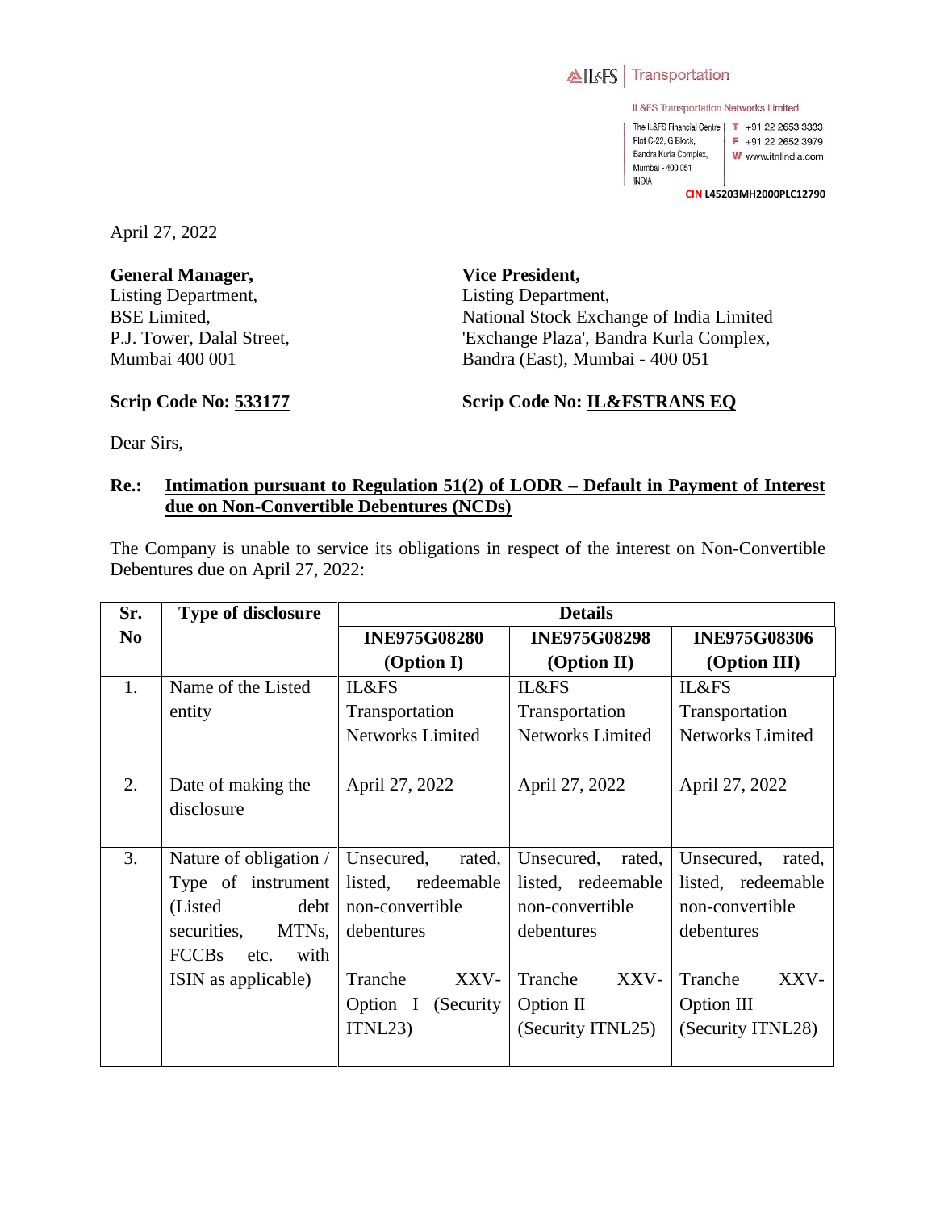IL&FS | Transportation

IL&FS Transportation Networks Limited

The IL&FS Financial Centre, Plot C-22, G Block, Bandra Kurla Complex, Mumbai - 400 051 INDIA

T +91 22 2653 3333
F +91 22 2652 3979
W www.itnlindia.com

CIN L45203MH2000PLC12790

April 27, 2022

**General Manager,**
Listing Department,
BSE Limited,
P.J. Tower, Dalal Street,
Mumbai 400 001

**Scrip Code No: 533177**

**Vice President,**
Listing Department,
National Stock Exchange of India Limited
'Exchange Plaza', Bandra Kurla Complex,
Bandra (East), Mumbai - 400 051

**Scrip Code No: IL&FSTRANS EQ**

Dear Sirs,

**Re.: Intimation pursuant to Regulation 51(2) of LODR – Default in Payment of Interest due on Non-Convertible Debentures (NCDs)**

The Company is unable to service its obligations in respect of the interest on Non-Convertible Debentures due on April 27, 2022:

| Sr. No | Type of disclosure | Details | | |
|---|---|---|---|---|
| | | **INE975G08280 (Option I)** | **INE975G08298 (Option II)** | **INE975G08306 (Option III)** |
| 1. | Name of the Listed entity | IL&FS Transportation Networks Limited | IL&FS Transportation Networks Limited | IL&FS Transportation Networks Limited |
| 2. | Date of making the disclosure | April 27, 2022 | April 27, 2022 | April 27, 2022 |
| 3. | Nature of obligation / Type of instrument (Listed debt securities, MTNs, FCCBs etc. with ISIN as applicable) | Unsecured, rated, listed, redeemable non-convertible debentures<br><br>Tranche XXV-Option I (Security ITNL23) | Unsecured, rated, listed, redeemable non-convertible debentures<br><br>Tranche XXV-Option II (Security ITNL25) | Unsecured, rated, listed, redeemable non-convertible debentures<br><br>Tranche XXV-Option III (Security ITNL28) |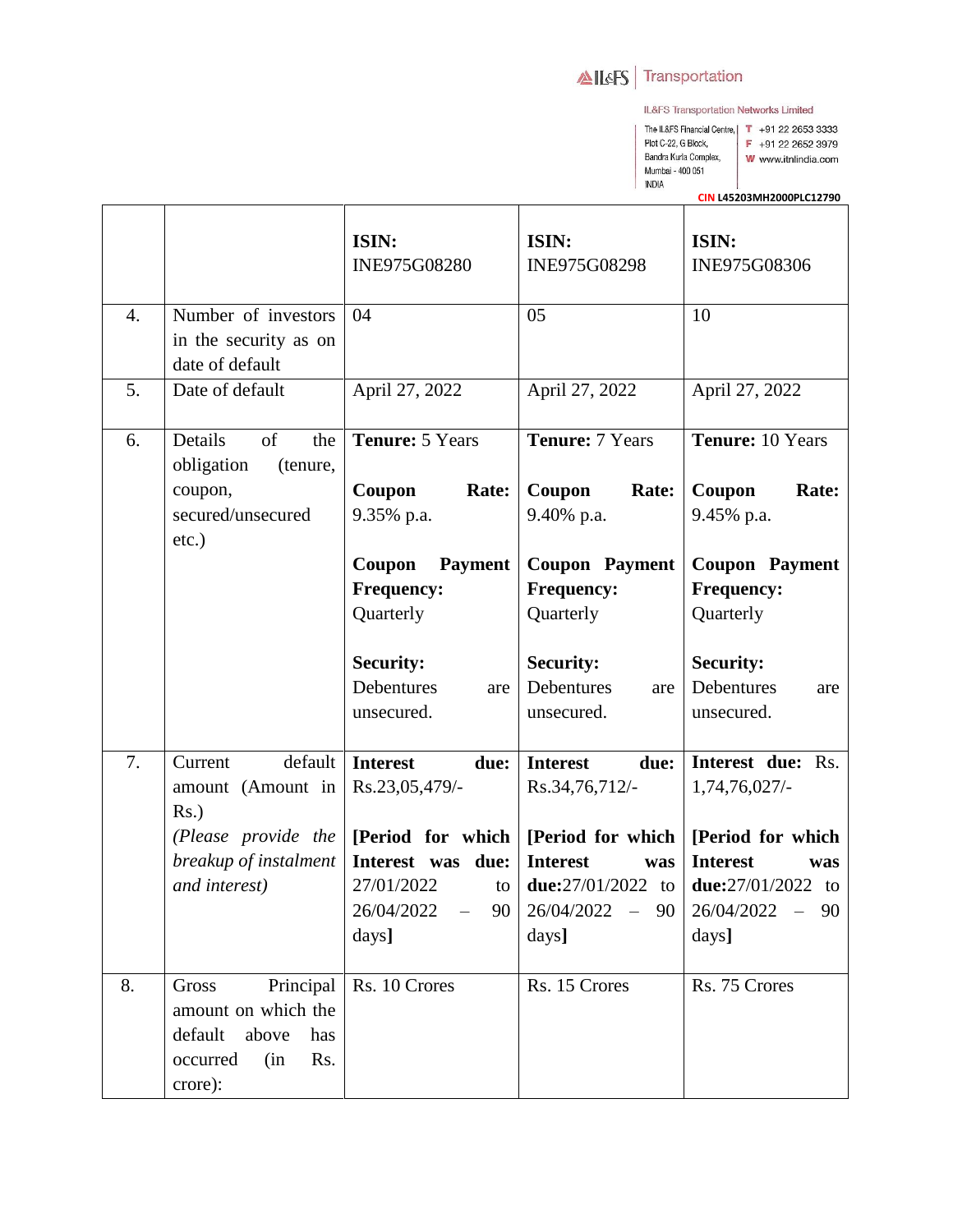**IL&FS Transportation**

IL&FS Transportation Networks Limited

The IL&FS Financial Centre, Plot C-22, G Block, Bandra Kurla Complex, Mumbai - 400 051 INDIA

T +91 22 2653 3333
F +91 22 2652 3979
W www.itnlindia.com

CIN L45203MH2000PLC12790

| | | **ISIN:** INE975G08280 | **ISIN:** INE975G08298 | **ISIN:** INE975G08306 |
|---|---|---|---|---|
| 4. | Number of investors in the security as on date of default | 04 | 05 | 10 |
| 5. | Date of default | April 27, 2022 | April 27, 2022 | April 27, 2022 |
| 6. | Details of the obligation (tenure, coupon, secured/unsecured etc.) | **Tenure:** 5 Years<br><br>**Coupon Rate:** 9.35% p.a.<br><br>**Coupon Payment Frequency:** Quarterly<br><br>**Security:** Debentures are unsecured. | **Tenure:** 7 Years<br><br>**Coupon Rate:** 9.40% p.a.<br><br>**Coupon Payment Frequency:** Quarterly<br><br>**Security:** Debentures are unsecured. | **Tenure:** 10 Years<br><br>**Coupon Rate:** 9.45% p.a.<br><br>**Coupon Payment Frequency:** Quarterly<br><br>**Security:** Debentures are unsecured. |
| 7. | Current default amount (Amount in Rs.)<br>*(Please provide the breakup of instalment and interest)* | **Interest due:** Rs.23,05,479/-<br><br>**[Period for which Interest was due:** 27/01/2022 to 26/04/2022 – 90 days**]** | **Interest due:** Rs.34,76,712/-<br><br>**[Period for which Interest was due:**27/01/2022 to 26/04/2022 – 90 days**]** | **Interest due:** Rs. 1,74,76,027/-<br><br>**[Period for which Interest was due:**27/01/2022 to 26/04/2022 – 90 days**]** |
| 8. | Gross Principal amount on which the default above has occurred (in Rs. crore): | Rs. 10 Crores | Rs. 15 Crores | Rs. 75 Crores |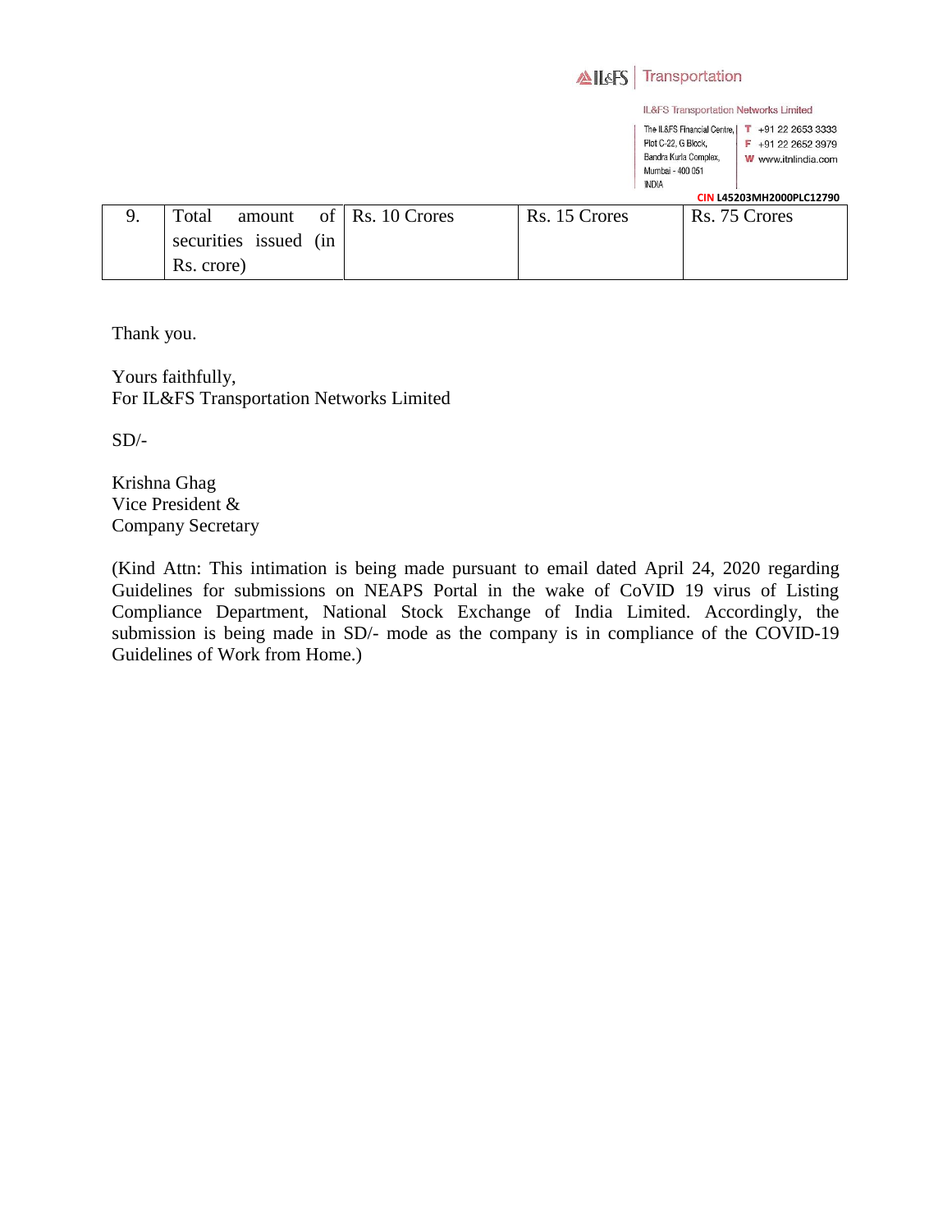| 9. | Total amount of securities issued (in Rs. crore) | Rs. 10 Crores | Rs. 15 Crores | Rs. 75 Crores |
|---|---|---|---|---|

Thank you.

Yours faithfully,
For IL&FS Transportation Networks Limited

SD/-

Krishna Ghag
Vice President &
Company Secretary

(Kind Attn: This intimation is being made pursuant to email dated April 24, 2020 regarding Guidelines for submissions on NEAPS Portal in the wake of CoVID 19 virus of Listing Compliance Department, National Stock Exchange of India Limited. Accordingly, the submission is being made in SD/- mode as the company is in compliance of the COVID-19 Guidelines of Work from Home.)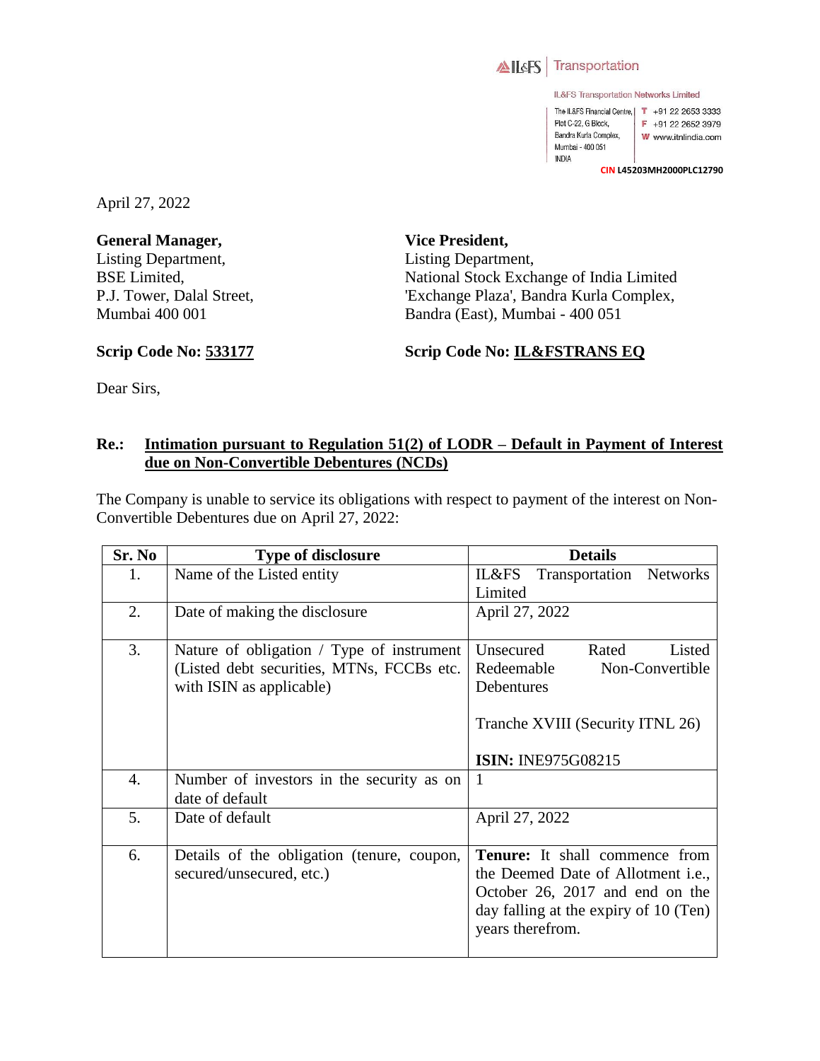IL&FS | Transportation

IL&FS Transportation Networks Limited

The IL&FS Financial Centre, Plot C-22, G Block, Bandra Kurla Complex, Mumbai - 400 051 INDIA

T +91 22 2653 3333
F +91 22 2652 3979
W www.itnlindia.com

CIN L45203MH2000PLC12790

April 27, 2022

**General Manager,**
Listing Department,
BSE Limited,
P.J. Tower, Dalal Street,
Mumbai 400 001

**Scrip Code No: 533177**

**Vice President,**
Listing Department,
National Stock Exchange of India Limited
'Exchange Plaza', Bandra Kurla Complex,
Bandra (East), Mumbai - 400 051

**Scrip Code No: IL&FSTRANS EQ**

Dear Sirs,

**Re.: Intimation pursuant to Regulation 51(2) of LODR – Default in Payment of Interest due on Non-Convertible Debentures (NCDs)**

The Company is unable to service its obligations with respect to payment of the interest on Non-Convertible Debentures due on April 27, 2022:

| Sr. No | Type of disclosure | Details |
|---|---|---|
| 1. | Name of the Listed entity | IL&FS Transportation Networks Limited |
| 2. | Date of making the disclosure | April 27, 2022 |
| 3. | Nature of obligation / Type of instrument (Listed debt securities, MTNs, FCCBs etc. with ISIN as applicable) | Unsecured Rated Listed Redeemable Non-Convertible Debentures<br><br>Tranche XVIII (Security ITNL 26)<br><br>**ISIN:** INE975G08215 |
| 4. | Number of investors in the security as on date of default | 1 |
| 5. | Date of default | April 27, 2022 |
| 6. | Details of the obligation (tenure, coupon, secured/unsecured, etc.) | **Tenure:** It shall commence from the Deemed Date of Allotment i.e., October 26, 2017 and end on the day falling at the expiry of 10 (Ten) years therefrom. |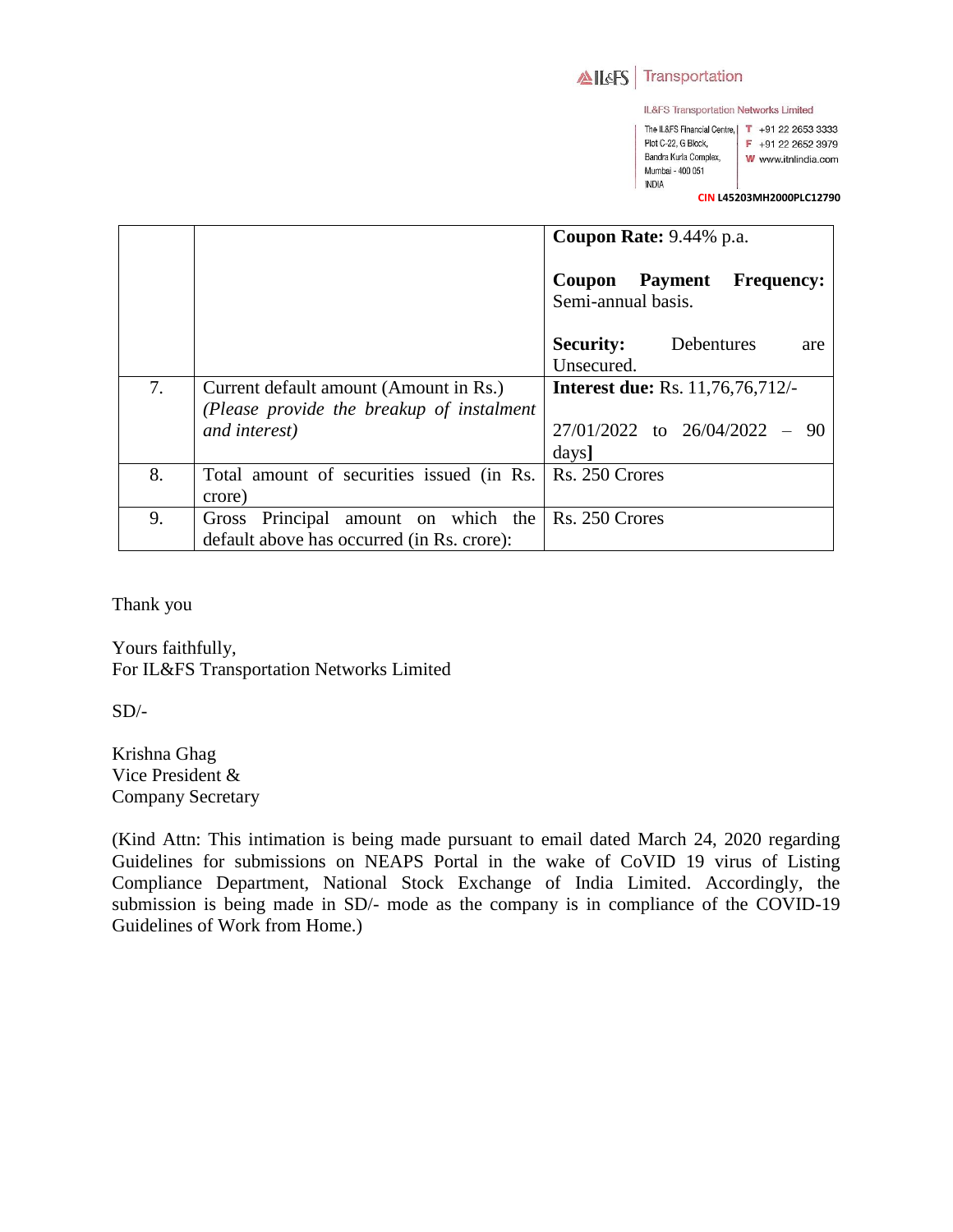IL&FS Transportation

IL&FS Transportation Networks Limited

The IL&FS Financial Centre, Plot C-22, G Block, Bandra Kurla Complex, Mumbai - 400 051 INDIA

T +91 22 2653 3333
F +91 22 2652 3979
W www.itnlindia.com

CIN L45203MH2000PLC12790

| | | |
|---|---|---|
| | | **Coupon Rate:** 9.44% p.a.<br><br>**Coupon Payment Frequency:** Semi-annual basis.<br><br>**Security:** Debentures are Unsecured. |
| 7. | Current default amount (Amount in Rs.) *(Please provide the breakup of instalment and interest)* | **Interest due:** Rs. 11,76,76,712/-<br><br>27/01/2022 to 26/04/2022 – 90 days**]** |
| 8. | Total amount of securities issued (in Rs. crore) | Rs. 250 Crores |
| 9. | Gross Principal amount on which the default above has occurred (in Rs. crore): | Rs. 250 Crores |

Thank you

Yours faithfully,
For IL&FS Transportation Networks Limited

SD/-

Krishna Ghag
Vice President &
Company Secretary

(Kind Attn: This intimation is being made pursuant to email dated March 24, 2020 regarding Guidelines for submissions on NEAPS Portal in the wake of CoVID 19 virus of Listing Compliance Department, National Stock Exchange of India Limited. Accordingly, the submission is being made in SD/- mode as the company is in compliance of the COVID-19 Guidelines of Work from Home.)